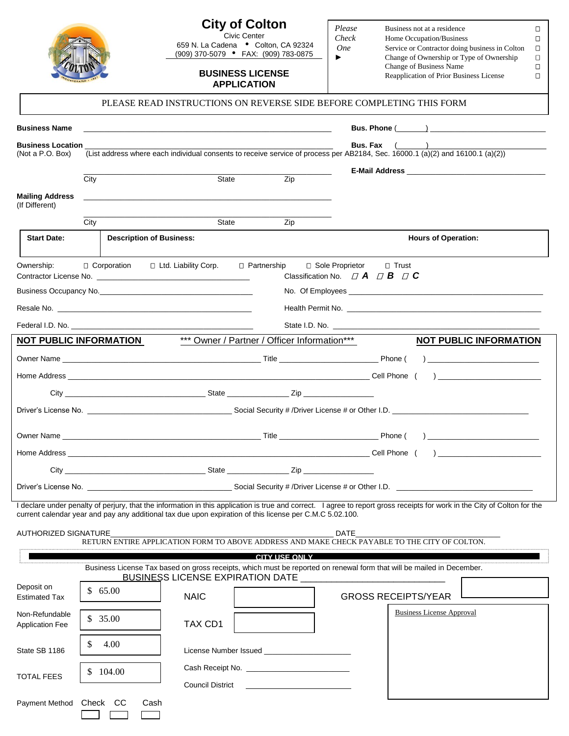# City of Colton

Civic Center
659 N. La Cadena • Colton, CA 92324
(909) 370-5079 • FAX: (909) 783-0875

## BUSINESS LICENSE APPLICATION

*Please Check One* ►

- ☐ Business not at a residence
- ☐ Home Occupation/Business
- ☐ Service or Contractor doing business in Colton
- ☐ Change of Ownership or Type of Ownership
- ☐ Change of Business Name
- ☐ Reapplication of Prior Business License

PLEASE READ INSTRUCTIONS ON REVERSE SIDE BEFORE COMPLETING THIS FORM

**Business Name** ______________________ **Bus. Phone** (\_\_\_\_) ____________

**Business Location** (Not a P.O. Box) ______________________ **Bus. Fax** (\_\_\_\_) ____________
(List address where each individual consents to receive service of process per AB2184, Sec. 16000.1 (a)(2) and 16100.1 (a)(2))

City ________ State ________ Zip ________ **E-Mail Address** ____________

**Mailing Address** (If Different) ______________________

City ________ State ________ Zip ________

| Start Date: | Description of Business: | Hours of Operation: |
|---|---|---|
| | | |

Ownership: ☐ Corporation ☐ Ltd. Liability Corp. ☐ Partnership ☐ Sole Proprietor ☐ Trust

Contractor License No. ____________ Classification No. ☐ **A** ☐ **B** ☐ **C**

Business Occupancy No. ____________ No. Of Employees ____________

Resale No. ____________ Health Permit No. ____________

Federal I.D. No. ____________ State I.D. No. ____________

**NOT PUBLIC INFORMATION** *** Owner / Partner / Officer Information*** **NOT PUBLIC INFORMATION**

Owner Name ____________ Title ____________ Phone ( ) ____________

Home Address ____________ Cell Phone ( ) ____________

City ____________ State ________ Zip ________

Driver's License No. ____________ Social Security # /Driver License # or Other I.D. ____________

Owner Name ____________ Title ____________ Phone ( ) ____________

Home Address ____________ Cell Phone ( ) ____________

City ____________ State ________ Zip ________

Driver's License No. ____________ Social Security # /Driver License # or Other I.D. ____________

I declare under penalty of perjury, that the information in this application is true and correct. I agree to report gross receipts for work in the City of Colton for the current calendar year and pay any additional tax due upon expiration of this license per C.M.C 5.02.100.

AUTHORIZED SIGNATURE ______________________ DATE ____________

RETURN ENTIRE APPLICATION FORM TO ABOVE ADDRESS AND MAKE CHECK PAYABLE TO THE CITY OF COLTON.

**CITY USE ONLY**

Business License Tax based on gross receipts, which must be reported on renewal form that will be mailed in December.

BUSINESS LICENSE EXPIRATION DATE ____________

| | |
|---|---|
| Deposit on Estimated Tax | $ 65.00 |
| Non-Refundable Application Fee | $ 35.00 |
| State SB 1186 | $ 4.00 |
| TOTAL FEES | $ 104.00 |

NAIC ________

TAX CD1 ________

License Number Issued ____________

Cash Receipt No. ____________

Council District ____________

GROSS RECEIPTS/YEAR ________

Business License Approval

Payment Method: Check ☐ CC ☐ Cash ☐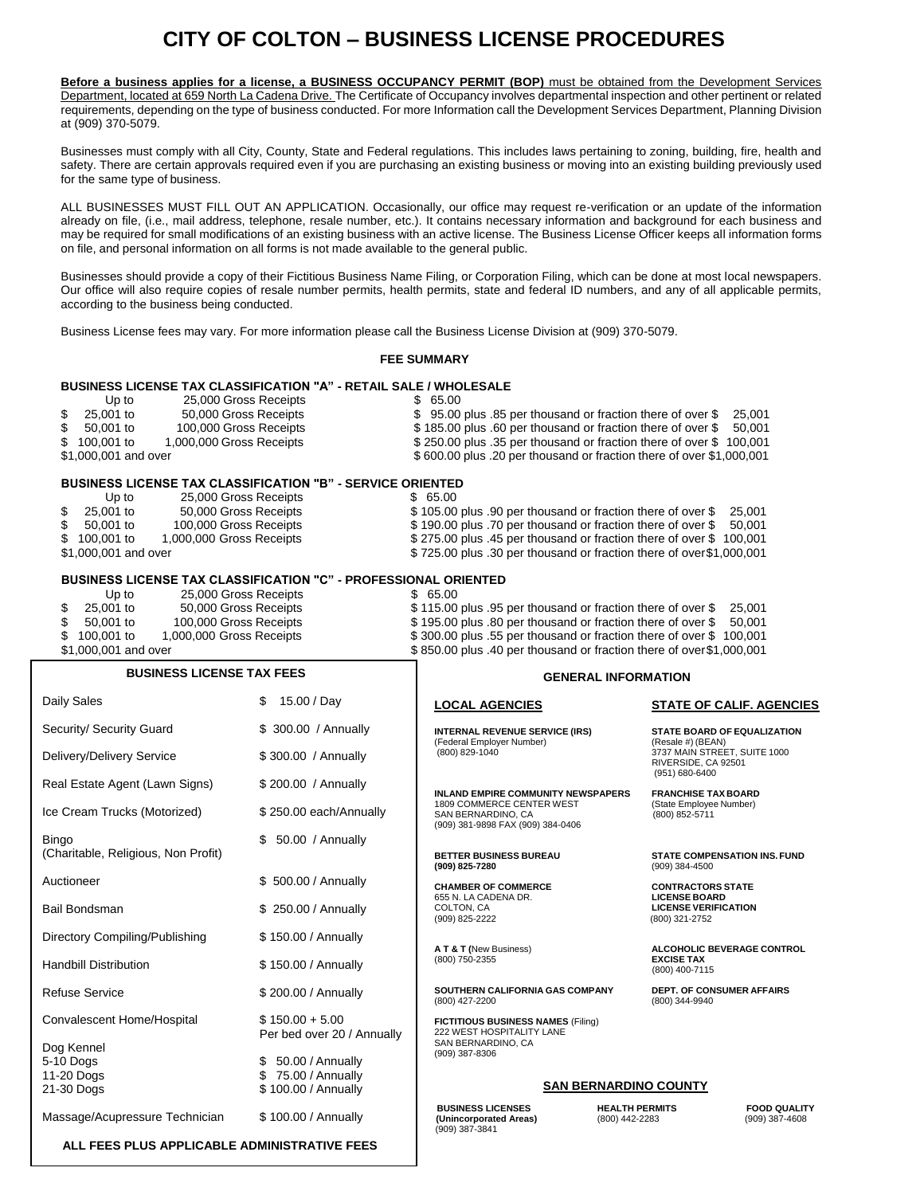# CITY OF COLTON – BUSINESS LICENSE PROCEDURES

**Before a business applies for a license, a BUSINESS OCCUPANCY PERMIT (BOP)** must be obtained from the Development Services Department, located at 659 North La Cadena Drive. The Certificate of Occupancy involves departmental inspection and other pertinent or related requirements, depending on the type of business conducted. For more Information call the Development Services Department, Planning Division at (909) 370-5079.

Businesses must comply with all City, County, State and Federal regulations. This includes laws pertaining to zoning, building, fire, health and safety. There are certain approvals required even if you are purchasing an existing business or moving into an existing building previously used for the same type of business.

ALL BUSINESSES MUST FILL OUT AN APPLICATION. Occasionally, our office may request re-verification or an update of the information already on file, (i.e., mail address, telephone, resale number, etc.). It contains necessary information and background for each business and may be required for small modifications of an existing business with an active license. The Business License Officer keeps all information forms on file, and personal information on all forms is not made available to the general public.

Businesses should provide a copy of their Fictitious Business Name Filing, or Corporation Filing, which can be done at most local newspapers. Our office will also require copies of resale number permits, health permits, state and federal ID numbers, and any of all applicable permits, according to the business being conducted.

Business License fees may vary. For more information please call the Business License Division at (909) 370-5079.

## FEE SUMMARY

### BUSINESS LICENSE TAX CLASSIFICATION "A" - RETAIL SALE / WHOLESALE

| Gross Receipts | Fee |
|---|---|
| Up to 25,000 Gross Receipts | $ 65.00 |
| $ 25,001 to 50,000 Gross Receipts | $ 95.00 plus .85 per thousand or fraction there of over $ 25,001 |
| $ 50,001 to 100,000 Gross Receipts | $ 185.00 plus .60 per thousand or fraction there of over $ 50,001 |
| $ 100,001 to 1,000,000 Gross Receipts | $ 250.00 plus .35 per thousand or fraction there of over $ 100,001 |
| $1,000,001 and over | $ 600.00 plus .20 per thousand or fraction there of over $1,000,001 |

### BUSINESS LICENSE TAX CLASSIFICATION "B" - SERVICE ORIENTED

| Gross Receipts | Fee |
|---|---|
| Up to 25,000 Gross Receipts | $ 65.00 |
| $ 25,001 to 50,000 Gross Receipts | $ 105.00 plus .90 per thousand or fraction there of over $ 25,001 |
| $ 50,001 to 100,000 Gross Receipts | $ 190.00 plus .70 per thousand or fraction there of over $ 50,001 |
| $ 100,001 to 1,000,000 Gross Receipts | $ 275.00 plus .45 per thousand or fraction there of over $ 100,001 |
| $1,000,001 and over | $ 725.00 plus .30 per thousand or fraction there of over $1,000,001 |

### BUSINESS LICENSE TAX CLASSIFICATION "C" - PROFESSIONAL ORIENTED

| Gross Receipts | Fee |
|---|---|
| Up to 25,000 Gross Receipts | $ 65.00 |
| $ 25,001 to 50,000 Gross Receipts | $ 115.00 plus .95 per thousand or fraction there of over $ 25,001 |
| $ 50,001 to 100,000 Gross Receipts | $ 195.00 plus .80 per thousand or fraction there of over $ 50,001 |
| $ 100,001 to 1,000,000 Gross Receipts | $ 300.00 plus .55 per thousand or fraction there of over $ 100,001 |
| $1,000,001 and over | $ 850.00 plus .40 per thousand or fraction there of over $1,000,001 |

### BUSINESS LICENSE TAX FEES

| Business | Fee |
|---|---|
| Daily Sales | $ 15.00 / Day |
| Security/ Security Guard | $ 300.00 / Annually |
| Delivery/Delivery Service | $ 300.00 / Annually |
| Real Estate Agent (Lawn Signs) | $ 200.00 / Annually |
| Ice Cream Trucks (Motorized) | $ 250.00 each/Annually |
| Bingo (Charitable, Religious, Non Profit) | $ 50.00 / Annually |
| Auctioneer | $ 500.00 / Annually |
| Bail Bondsman | $ 250.00 / Annually |
| Directory Compiling/Publishing | $ 150.00 / Annually |
| Handbill Distribution | $ 150.00 / Annually |
| Refuse Service | $ 200.00 / Annually |
| Convalescent Home/Hospital | $ 150.00 + 5.00 Per bed over 20 / Annually |
| Dog Kennel | |
| 5-10 Dogs | $ 50.00 / Annually |
| 11-20 Dogs | $ 75.00 / Annually |
| 21-30 Dogs | $ 100.00 / Annually |
| Massage/Acupressure Technician | $ 100.00 / Annually |

**ALL FEES PLUS APPLICABLE ADMINISTRATIVE FEES**

### GENERAL INFORMATION

#### LOCAL AGENCIES

**INTERNAL REVENUE SERVICE (IRS)**
(Federal Employer Number)
(800) 829-1040

**INLAND EMPIRE COMMUNITY NEWSPAPERS**
1809 COMMERCE CENTER WEST
SAN BERNARDINO, CA
(909) 381-9898 FAX (909) 384-0406

**BETTER BUSINESS BUREAU**
**(909) 825-7280**

**CHAMBER OF COMMERCE**
655 N. LA CADENA DR.
COLTON, CA
(909) 825-2222

**A T & T (**New Business)
(800) 750-2355

**SOUTHERN CALIFORNIA GAS COMPANY**
(800) 427-2200

**FICTITIOUS BUSINESS NAMES** (Filing)
222 WEST HOSPITALITY LANE
SAN BERNARDINO, CA
(909) 387-8306

#### STATE OF CALIF. AGENCIES

**STATE BOARD OF EQUALIZATION**
(Resale #) (BEAN)
3737 MAIN STREET, SUITE 1000
RIVERSIDE, CA 92501
(951) 680-6400

**FRANCHISE TAX BOARD**
(State Employee Number)
(800) 852-5711

**STATE COMPENSATION INS. FUND**
(909) 384-4500

**CONTRACTORS STATE LICENSE BOARD LICENSE VERIFICATION**
(800) 321-2752

**ALCOHOLIC BEVERAGE CONTROL EXCISE TAX**
(800) 400-7115

**DEPT. OF CONSUMER AFFAIRS**
(800) 344-9940

#### SAN BERNARDINO COUNTY

**BUSINESS LICENSES (Unincorporated Areas)**
(909) 387-3841

**HEALTH PERMITS**
(800) 442-2283

**FOOD QUALITY**
(909) 387-4608